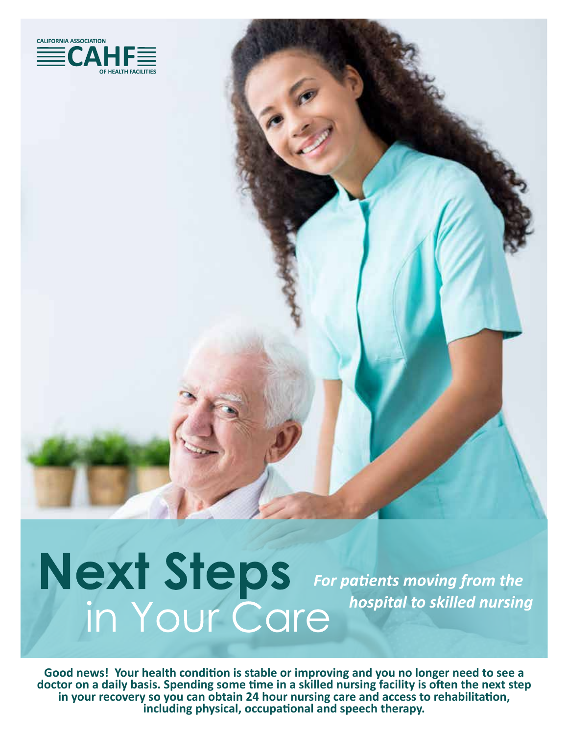CALIFORNIA ASSOCIATION
CAHF
OF HEALTH FACILITIES

# Next Steps in Your Care

*For patients moving from the hospital to skilled nursing*

**Good news! Your health condition is stable or improving and you no longer need to see a doctor on a daily basis. Spending some time in a skilled nursing facility is often the next step in your recovery so you can obtain 24 hour nursing care and access to rehabilitation, including physical, occupational and speech therapy.**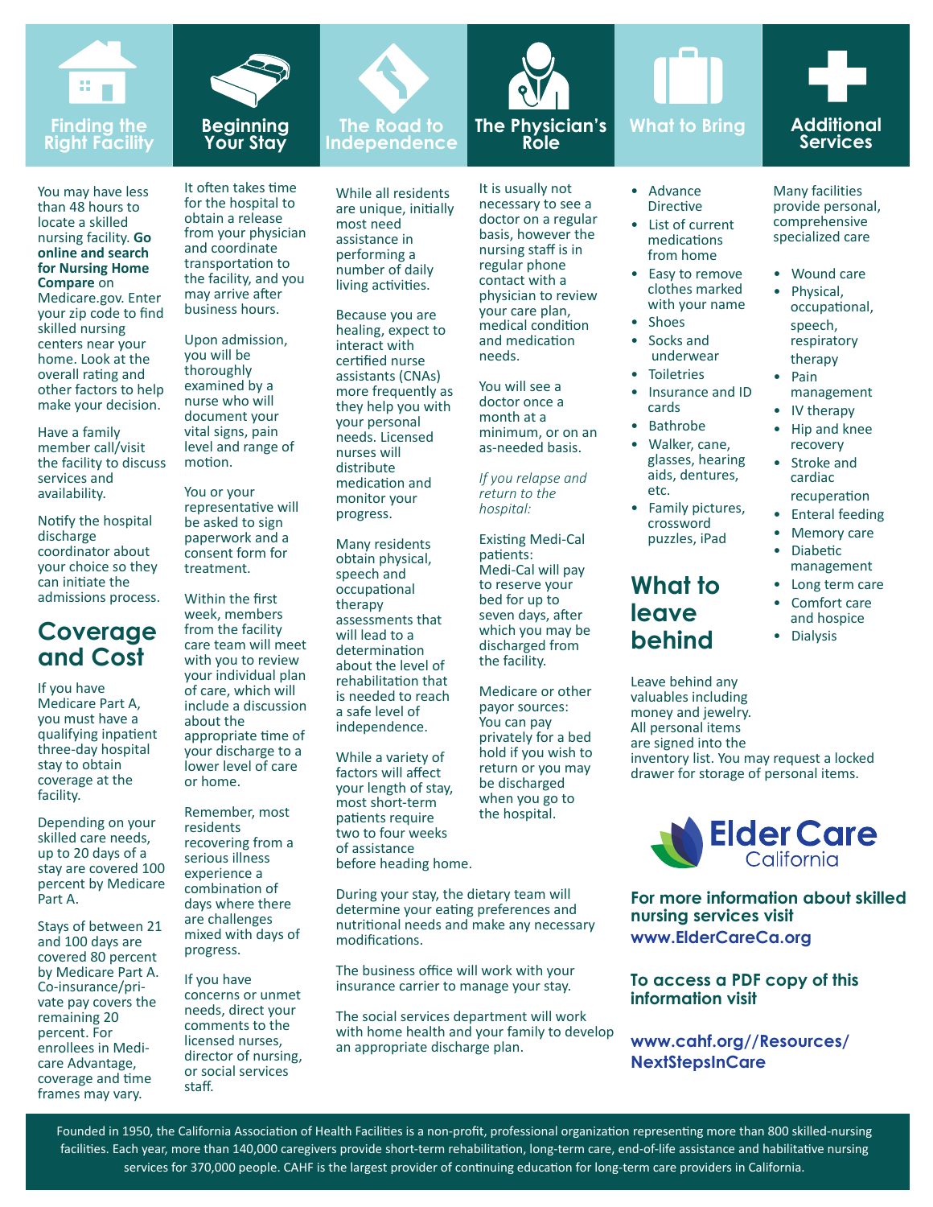## Finding the Right Facility

You may have less than 48 hours to locate a skilled nursing facility. **Go online and search for Nursing Home Compare** on Medicare.gov. Enter your zip code to find skilled nursing centers near your home. Look at the overall rating and other factors to help make your decision.

Have a family member call/visit the facility to discuss services and availability.

Notify the hospital discharge coordinator about your choice so they can initiate the admissions process.

## Coverage and Cost

If you have Medicare Part A, you must have a qualifying inpatient three-day hospital stay to obtain coverage at the facility.

Depending on your skilled care needs, up to 20 days of a stay are covered 100 percent by Medicare Part A.

Stays of between 21 and 100 days are covered 80 percent by Medicare Part A. Co-insurance/private pay covers the remaining 20 percent. For enrollees in Medicare Advantage, coverage and time frames may vary.

## Beginning Your Stay

It often takes time for the hospital to obtain a release from your physician and coordinate transportation to the facility, and you may arrive after business hours.

Upon admission, you will be thoroughly examined by a nurse who will document your vital signs, pain level and range of motion.

You or your representative will be asked to sign paperwork and a consent form for treatment.

Within the first week, members from the facility care team will meet with you to review your individual plan of care, which will include a discussion about the appropriate time of your discharge to a lower level of care or home.

Remember, most residents recovering from a serious illness experience a combination of days where there are challenges mixed with days of progress.

If you have concerns or unmet needs, direct your comments to the licensed nurses, director of nursing, or social services staff.

## The Road to Independence

While all residents are unique, initially most need assistance in performing a number of daily living activities.

Because you are healing, expect to interact with certified nurse assistants (CNAs) more frequently as they help you with your personal needs. Licensed nurses will distribute medication and monitor your progress.

Many residents obtain physical, speech and occupational therapy assessments that will lead to a determination about the level of rehabilitation that is needed to reach a safe level of independence.

While a variety of factors will affect your length of stay, most short-term patients require two to four weeks of assistance before heading home.

During your stay, the dietary team will determine your eating preferences and nutritional needs and make any necessary modifications.

The business office will work with your insurance carrier to manage your stay.

The social services department will work with home health and your family to develop an appropriate discharge plan.

## The Physician's Role

It is usually not necessary to see a doctor on a regular basis, however the nursing staff is in regular phone contact with a physician to review your care plan, medical condition and medication needs.

You will see a doctor once a month at a minimum, or on an as-needed basis.

*If you relapse and return to the hospital:*

Existing Medi-Cal patients:
Medi-Cal will pay to reserve your bed for up to seven days, after which you may be discharged from the facility.

Medicare or other payor sources:
You can pay privately for a bed hold if you wish to return or you may be discharged when you go to the hospital.

## What to Bring

- Advance Directive
- List of current medications from home
- Easy to remove clothes marked with your name
- Shoes
- Socks and underwear
- Toiletries
- Insurance and ID cards
- Bathrobe
- Walker, cane, glasses, hearing aids, dentures, etc.
- Family pictures, crossword puzzles, iPad

## What to leave behind

Leave behind any valuables including money and jewelry. All personal items are signed into the inventory list. You may request a locked drawer for storage of personal items.

## Additional Services

Many facilities provide personal, comprehensive specialized care

- Wound care
- Physical, occupational, speech, respiratory therapy
- Pain management
- IV therapy
- Hip and knee recovery
- Stroke and cardiac recuperation
- Enteral feeding
- Memory care
- Diabetic management
- Long term care
- Comfort care and hospice
- Dialysis

Elder Care California

**For more information about skilled nursing services visit www.ElderCareCa.org**

**To access a PDF copy of this information visit**

**www.cahf.org//Resources/NextStepsInCare**

Founded in 1950, the California Association of Health Facilities is a non-profit, professional organization representing more than 800 skilled-nursing facilities. Each year, more than 140,000 caregivers provide short-term rehabilitation, long-term care, end-of-life assistance and habilitative nursing services for 370,000 people. CAHF is the largest provider of continuing education for long-term care providers in California.